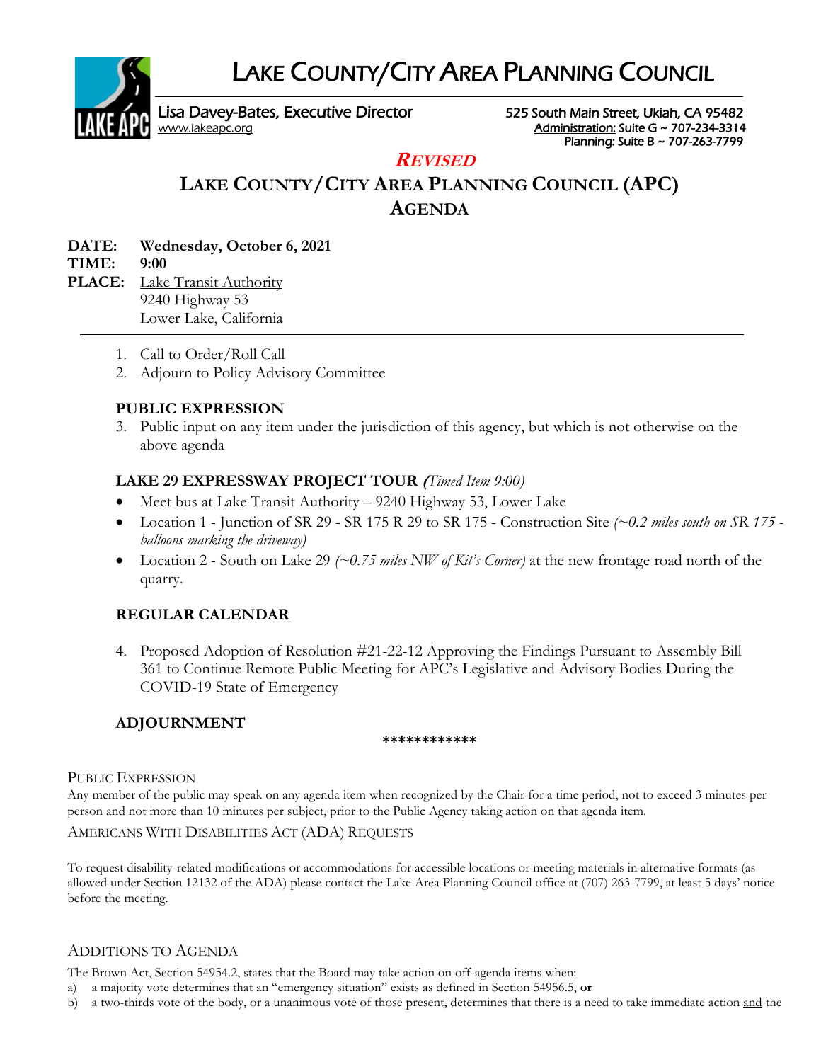# LAKE COUNTY/CITY AREA PLANNING COUNCIL

Lisa Davey-Bates, Executive Director
www.lakeapc.org

525 South Main Street, Ukiah, CA 95482
Administration: Suite G ~ 707-234-3314
Planning: Suite B ~ 707-263-7799

***REVISED***

## LAKE COUNTY/CITY AREA PLANNING COUNCIL (APC) AGENDA

**DATE:** **Wednesday, October 6, 2021**
**TIME:** **9:00**
**PLACE:** Lake Transit Authority
9240 Highway 53
Lower Lake, California

---

1. Call to Order/Roll Call
2. Adjourn to Policy Advisory Committee

### PUBLIC EXPRESSION

3. Public input on any item under the jurisdiction of this agency, but which is not otherwise on the above agenda

### LAKE 29 EXPRESSWAY PROJECT TOUR *(Timed Item 9:00)*

- Meet bus at Lake Transit Authority – 9240 Highway 53, Lower Lake
- Location 1 - Junction of SR 29 - SR 175 R 29 to SR 175 - Construction Site *(~0.2 miles south on SR 175 - balloons marking the driveway)*
- Location 2 - South on Lake 29 *(~0.75 miles NW of Kit's Corner)* at the new frontage road north of the quarry.

### REGULAR CALENDAR

4. Proposed Adoption of Resolution #21-22-12 Approving the Findings Pursuant to Assembly Bill 361 to Continue Remote Public Meeting for APC's Legislative and Advisory Bodies During the COVID-19 State of Emergency

### ADJOURNMENT

**************

PUBLIC EXPRESSION

Any member of the public may speak on any agenda item when recognized by the Chair for a time period, not to exceed 3 minutes per person and not more than 10 minutes per subject, prior to the Public Agency taking action on that agenda item.

AMERICANS WITH DISABILITIES ACT (ADA) REQUESTS

To request disability-related modifications or accommodations for accessible locations or meeting materials in alternative formats (as allowed under Section 12132 of the ADA) please contact the Lake Area Planning Council office at (707) 263-7799, at least 5 days' notice before the meeting.

ADDITIONS TO AGENDA

The Brown Act, Section 54954.2, states that the Board may take action on off-agenda items when:

a) a majority vote determines that an "emergency situation" exists as defined in Section 54956.5, **or**
b) a two-thirds vote of the body, or a unanimous vote of those present, determines that there is a need to take immediate action and the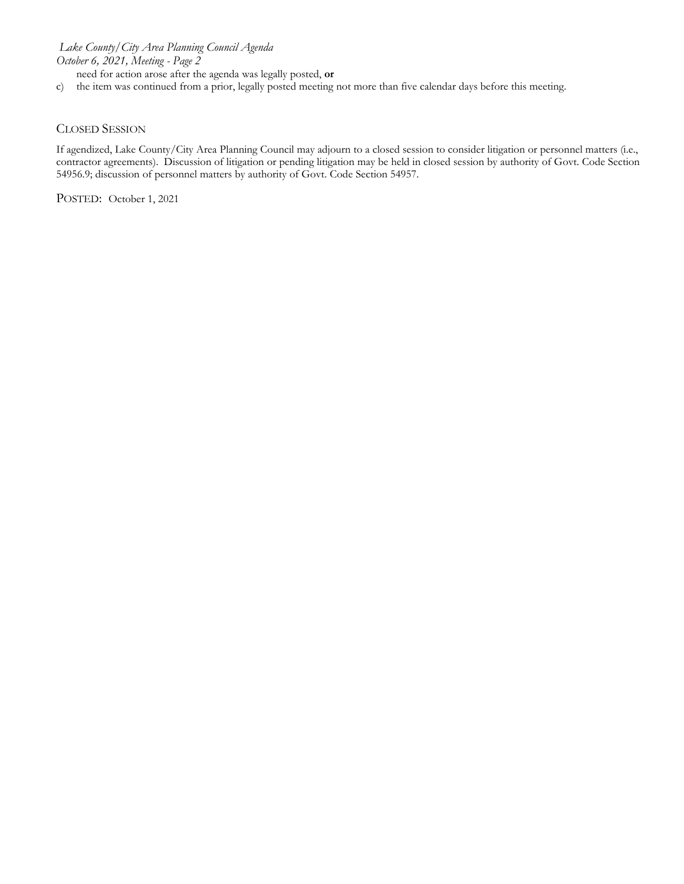need for action arose after the agenda was legally posted, **or**

c) the item was continued from a prior, legally posted meeting not more than five calendar days before this meeting.

## CLOSED SESSION

If agendized, Lake County/City Area Planning Council may adjourn to a closed session to consider litigation or personnel matters (i.e., contractor agreements). Discussion of litigation or pending litigation may be held in closed session by authority of Govt. Code Section 54956.9; discussion of personnel matters by authority of Govt. Code Section 54957.

POSTED: October 1, 2021